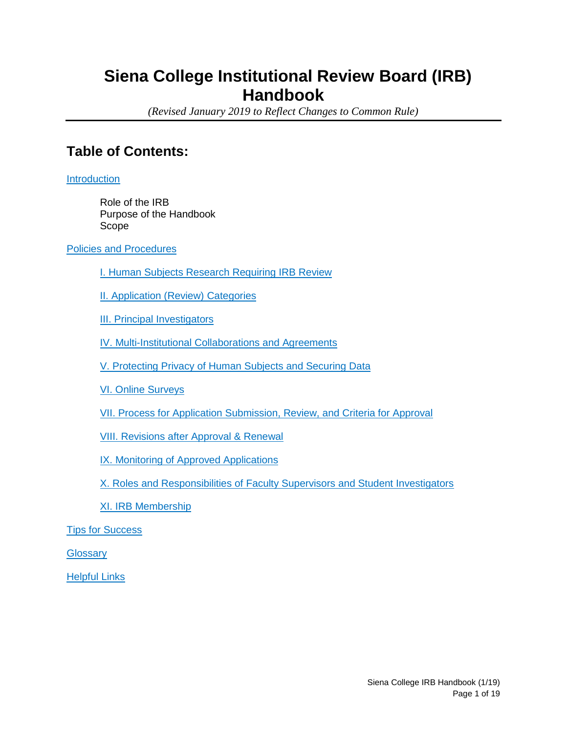# Siena College Institutional Review Board (IRB) Handbook

*(Revised January 2019 to Reflect Changes to Common Rule)*

## Table of Contents:

Introduction

- Role of the IRB
- Purpose of the Handbook
- Scope

Policies and Procedures

- I. Human Subjects Research Requiring IRB Review
- II. Application (Review) Categories
- III. Principal Investigators
- IV. Multi-Institutional Collaborations and Agreements
- V. Protecting Privacy of Human Subjects and Securing Data
- VI. Online Surveys
- VII. Process for Application Submission, Review, and Criteria for Approval
- VIII. Revisions after Approval & Renewal
- IX. Monitoring of Approved Applications
- X. Roles and Responsibilities of Faculty Supervisors and Student Investigators
- XI. IRB Membership

Tips for Success

Glossary

Helpful Links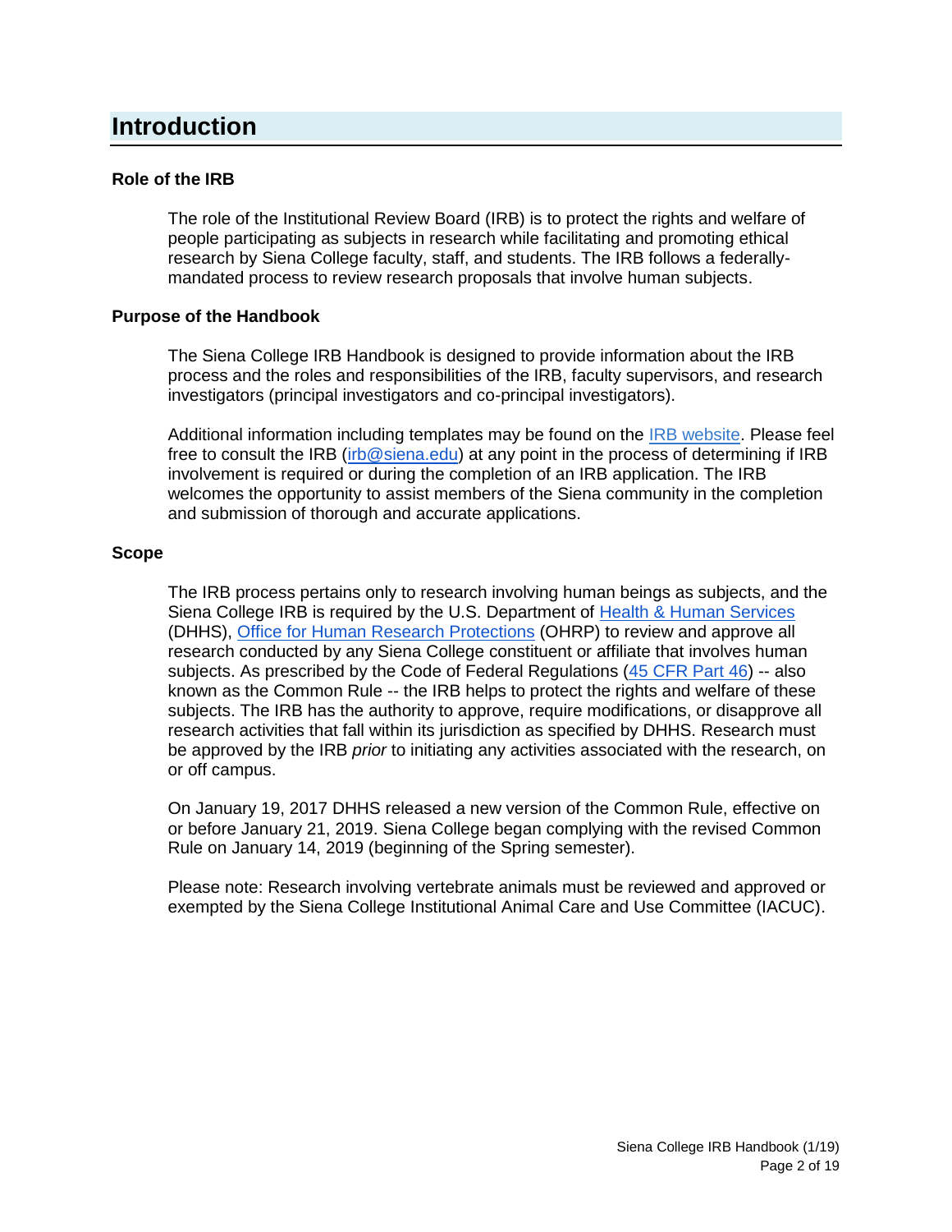# Introduction

### Role of the IRB

The role of the Institutional Review Board (IRB) is to protect the rights and welfare of people participating as subjects in research while facilitating and promoting ethical research by Siena College faculty, staff, and students. The IRB follows a federally-mandated process to review research proposals that involve human subjects.

### Purpose of the Handbook

The Siena College IRB Handbook is designed to provide information about the IRB process and the roles and responsibilities of the IRB, faculty supervisors, and research investigators (principal investigators and co-principal investigators).

Additional information including templates may be found on the IRB website. Please feel free to consult the IRB (irb@siena.edu) at any point in the process of determining if IRB involvement is required or during the completion of an IRB application. The IRB welcomes the opportunity to assist members of the Siena community in the completion and submission of thorough and accurate applications.

### Scope

The IRB process pertains only to research involving human beings as subjects, and the Siena College IRB is required by the U.S. Department of Health & Human Services (DHHS), Office for Human Research Protections (OHRP) to review and approve all research conducted by any Siena College constituent or affiliate that involves human subjects. As prescribed by the Code of Federal Regulations (45 CFR Part 46) -- also known as the Common Rule -- the IRB helps to protect the rights and welfare of these subjects. The IRB has the authority to approve, require modifications, or disapprove all research activities that fall within its jurisdiction as specified by DHHS. Research must be approved by the IRB *prior* to initiating any activities associated with the research, on or off campus.

On January 19, 2017 DHHS released a new version of the Common Rule, effective on or before January 21, 2019. Siena College began complying with the revised Common Rule on January 14, 2019 (beginning of the Spring semester).

Please note: Research involving vertebrate animals must be reviewed and approved or exempted by the Siena College Institutional Animal Care and Use Committee (IACUC).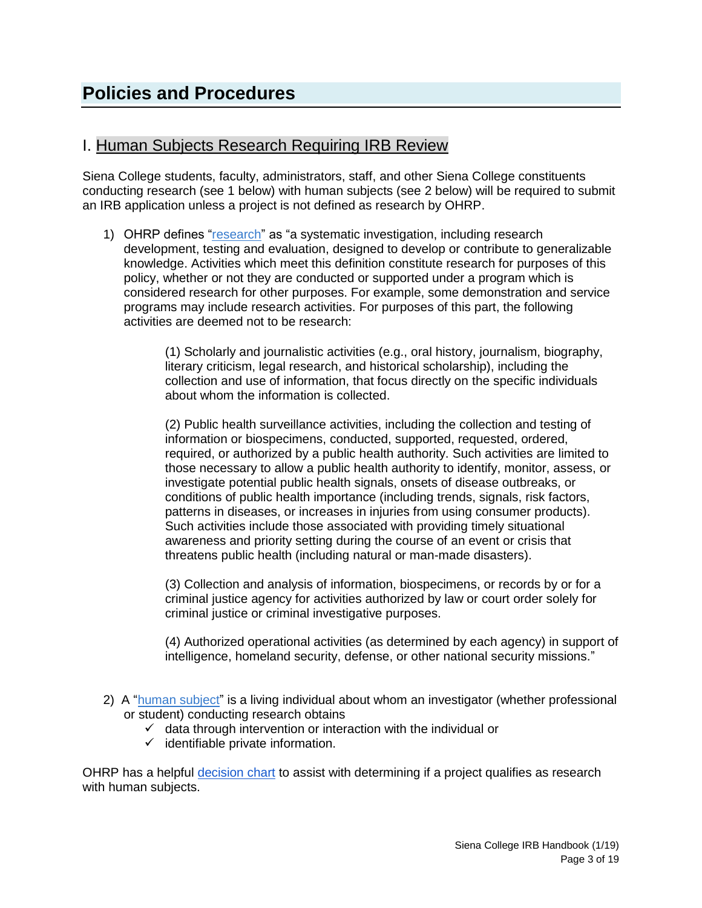# Policies and Procedures

## I. Human Subjects Research Requiring IRB Review

Siena College students, faculty, administrators, staff, and other Siena College constituents conducting research (see 1 below) with human subjects (see 2 below) will be required to submit an IRB application unless a project is not defined as research by OHRP.

1) OHRP defines "research" as "a systematic investigation, including research development, testing and evaluation, designed to develop or contribute to generalizable knowledge. Activities which meet this definition constitute research for purposes of this policy, whether or not they are conducted or supported under a program which is considered research for other purposes. For example, some demonstration and service programs may include research activities. For purposes of this part, the following activities are deemed not to be research:

   > (1) Scholarly and journalistic activities (e.g., oral history, journalism, biography, literary criticism, legal research, and historical scholarship), including the collection and use of information, that focus directly on the specific individuals about whom the information is collected.
   >
   > (2) Public health surveillance activities, including the collection and testing of information or biospecimens, conducted, supported, requested, ordered, required, or authorized by a public health authority. Such activities are limited to those necessary to allow a public health authority to identify, monitor, assess, or investigate potential public health signals, onsets of disease outbreaks, or conditions of public health importance (including trends, signals, risk factors, patterns in diseases, or increases in injuries from using consumer products). Such activities include those associated with providing timely situational awareness and priority setting during the course of an event or crisis that threatens public health (including natural or man-made disasters).
   >
   > (3) Collection and analysis of information, biospecimens, or records by or for a criminal justice agency for activities authorized by law or court order solely for criminal justice or criminal investigative purposes.
   >
   > (4) Authorized operational activities (as determined by each agency) in support of intelligence, homeland security, defense, or other national security missions."

2) A "human subject" is a living individual about whom an investigator (whether professional or student) conducting research obtains
   - ✓ data through intervention or interaction with the individual or
   - ✓ identifiable private information.

OHRP has a helpful decision chart to assist with determining if a project qualifies as research with human subjects.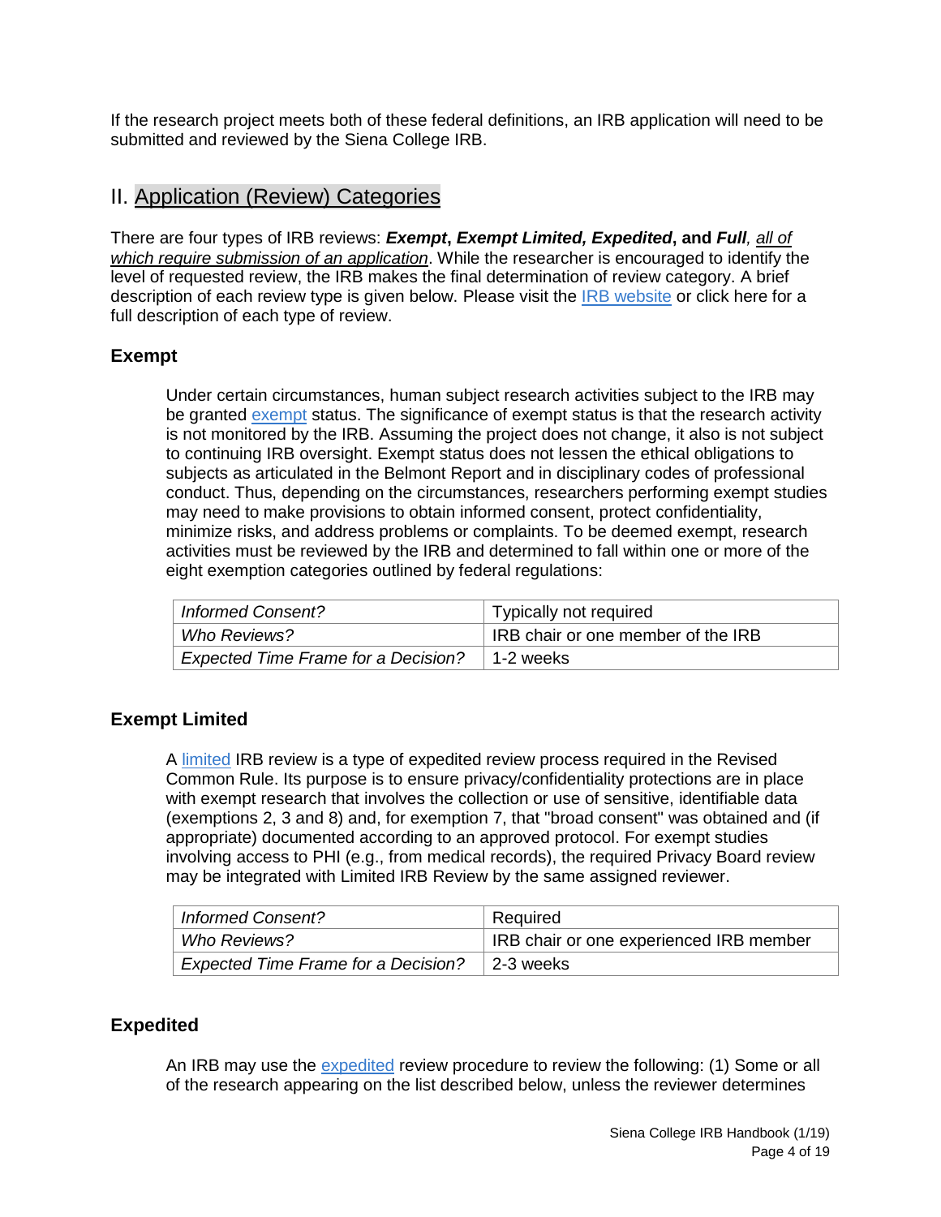If the research project meets both of these federal definitions, an IRB application will need to be submitted and reviewed by the Siena College IRB.

## II. Application (Review) Categories

There are four types of IRB reviews: ***Exempt***, ***Exempt Limited, Expedited***, and ***Full***, *all of which require submission of an application*. While the researcher is encouraged to identify the level of requested review, the IRB makes the final determination of review category. A brief description of each review type is given below. Please visit the IRB website or click here for a full description of each type of review.

### Exempt

Under certain circumstances, human subject research activities subject to the IRB may be granted exempt status. The significance of exempt status is that the research activity is not monitored by the IRB. Assuming the project does not change, it also is not subject to continuing IRB oversight. Exempt status does not lessen the ethical obligations to subjects as articulated in the Belmont Report and in disciplinary codes of professional conduct. Thus, depending on the circumstances, researchers performing exempt studies may need to make provisions to obtain informed consent, protect confidentiality, minimize risks, and address problems or complaints. To be deemed exempt, research activities must be reviewed by the IRB and determined to fall within one or more of the eight exemption categories outlined by federal regulations:

| | |
|---|---|
| *Informed Consent?* | Typically not required |
| *Who Reviews?* | IRB chair or one member of the IRB |
| *Expected Time Frame for a Decision?* | 1-2 weeks |

### Exempt Limited

A limited IRB review is a type of expedited review process required in the Revised Common Rule. Its purpose is to ensure privacy/confidentiality protections are in place with exempt research that involves the collection or use of sensitive, identifiable data (exemptions 2, 3 and 8) and, for exemption 7, that "broad consent" was obtained and (if appropriate) documented according to an approved protocol. For exempt studies involving access to PHI (e.g., from medical records), the required Privacy Board review may be integrated with Limited IRB Review by the same assigned reviewer.

| | |
|---|---|
| *Informed Consent?* | Required |
| *Who Reviews?* | IRB chair or one experienced IRB member |
| *Expected Time Frame for a Decision?* | 2-3 weeks |

### Expedited

An IRB may use the expedited review procedure to review the following: (1) Some or all of the research appearing on the list described below, unless the reviewer determines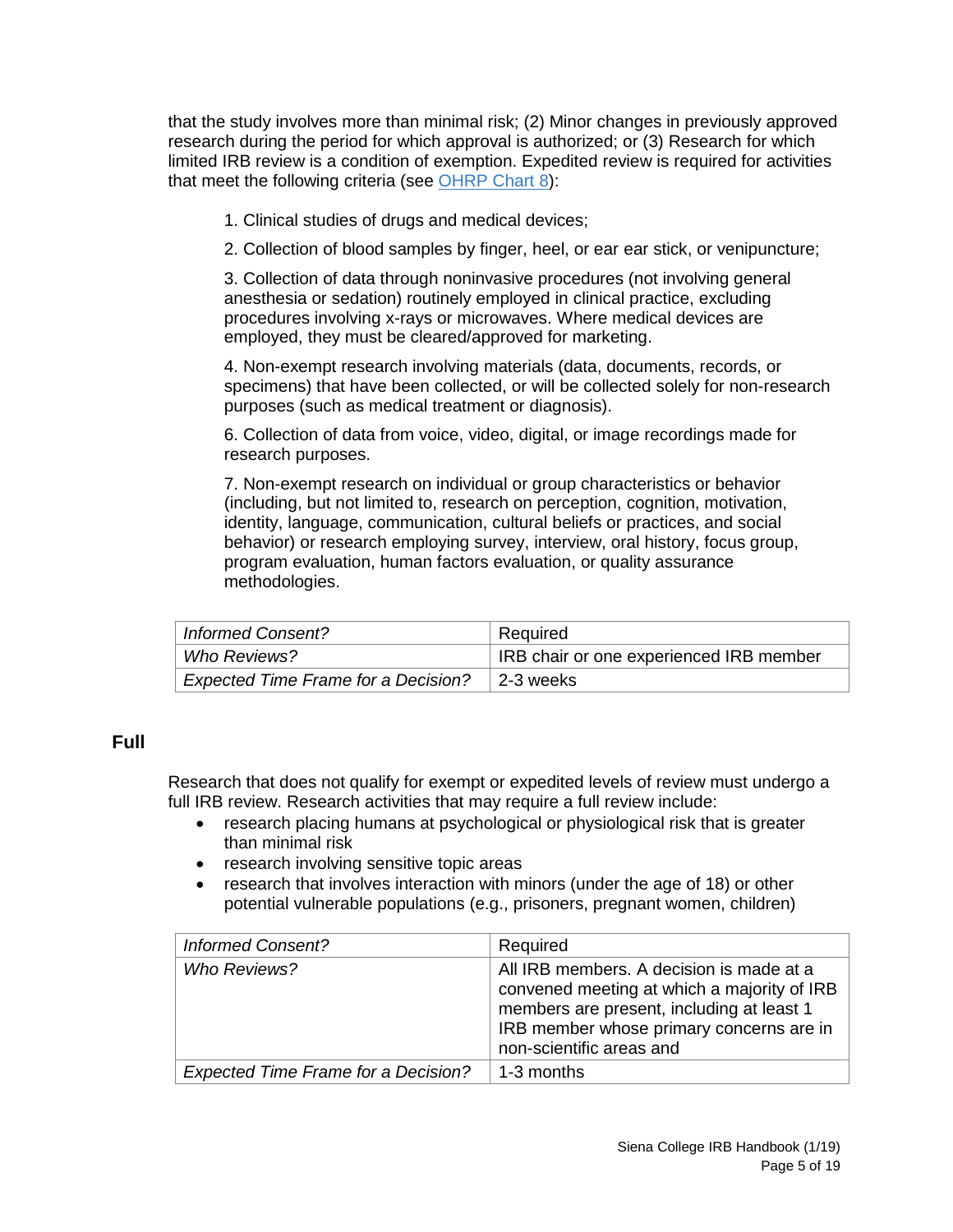that the study involves more than minimal risk; (2) Minor changes in previously approved research during the period for which approval is authorized; or (3) Research for which limited IRB review is a condition of exemption. Expedited review is required for activities that meet the following criteria (see [OHRP Chart 8](#)):

1. Clinical studies of drugs and medical devices;

2. Collection of blood samples by finger, heel, or ear ear stick, or venipuncture;

3. Collection of data through noninvasive procedures (not involving general anesthesia or sedation) routinely employed in clinical practice, excluding procedures involving x-rays or microwaves. Where medical devices are employed, they must be cleared/approved for marketing.

4. Non-exempt research involving materials (data, documents, records, or specimens) that have been collected, or will be collected solely for non-research purposes (such as medical treatment or diagnosis).

6. Collection of data from voice, video, digital, or image recordings made for research purposes.

7. Non-exempt research on individual or group characteristics or behavior (including, but not limited to, research on perception, cognition, motivation, identity, language, communication, cultural beliefs or practices, and social behavior) or research employing survey, interview, oral history, focus group, program evaluation, human factors evaluation, or quality assurance methodologies.

| | |
|---|---|
| *Informed Consent?* | Required |
| *Who Reviews?* | IRB chair or one experienced IRB member |
| *Expected Time Frame for a Decision?* | 2-3 weeks |

### Full

Research that does not qualify for exempt or expedited levels of review must undergo a full IRB review. Research activities that may require a full review include:

- research placing humans at psychological or physiological risk that is greater than minimal risk
- research involving sensitive topic areas
- research that involves interaction with minors (under the age of 18) or other potential vulnerable populations (e.g., prisoners, pregnant women, children)

| | |
|---|---|
| *Informed Consent?* | Required |
| *Who Reviews?* | All IRB members. A decision is made at a convened meeting at which a majority of IRB members are present, including at least 1 IRB member whose primary concerns are in non-scientific areas and |
| *Expected Time Frame for a Decision?* | 1-3 months |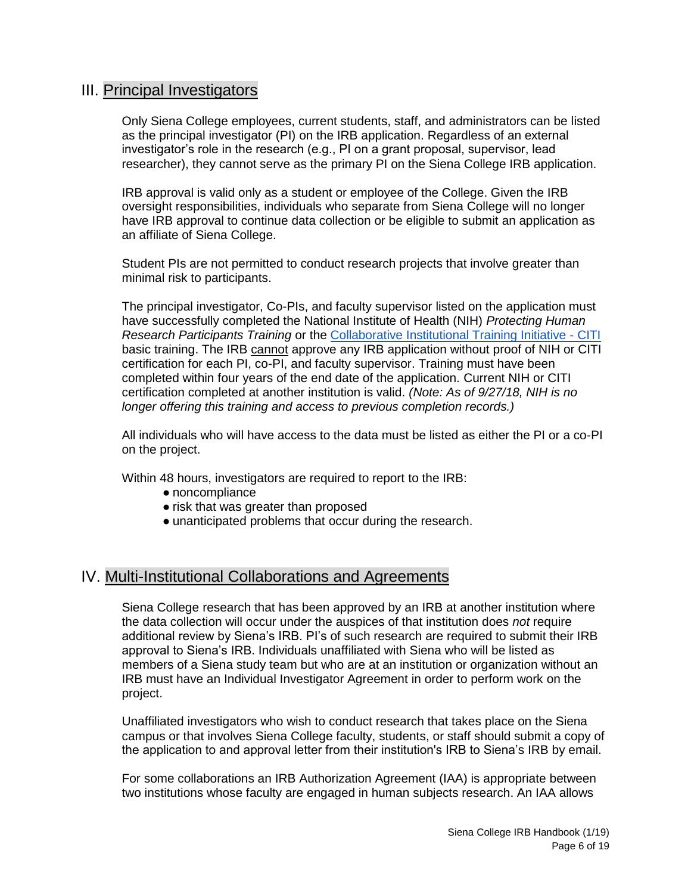## III. Principal Investigators

Only Siena College employees, current students, staff, and administrators can be listed as the principal investigator (PI) on the IRB application. Regardless of an external investigator's role in the research (e.g., PI on a grant proposal, supervisor, lead researcher), they cannot serve as the primary PI on the Siena College IRB application.

IRB approval is valid only as a student or employee of the College. Given the IRB oversight responsibilities, individuals who separate from Siena College will no longer have IRB approval to continue data collection or be eligible to submit an application as an affiliate of Siena College.

Student PIs are not permitted to conduct research projects that involve greater than minimal risk to participants.

The principal investigator, Co-PIs, and faculty supervisor listed on the application must have successfully completed the National Institute of Health (NIH) *Protecting Human Research Participants Training* or the [Collaborative Institutional Training Initiative - CITI]() basic training. The IRB cannot approve any IRB application without proof of NIH or CITI certification for each PI, co-PI, and faculty supervisor. Training must have been completed within four years of the end date of the application. Current NIH or CITI certification completed at another institution is valid. *(Note: As of 9/27/18, NIH is no longer offering this training and access to previous completion records.)*

All individuals who will have access to the data must be listed as either the PI or a co-PI on the project.

Within 48 hours, investigators are required to report to the IRB:

- noncompliance
- risk that was greater than proposed
- unanticipated problems that occur during the research.

## IV. Multi-Institutional Collaborations and Agreements

Siena College research that has been approved by an IRB at another institution where the data collection will occur under the auspices of that institution does *not* require additional review by Siena's IRB. PI's of such research are required to submit their IRB approval to Siena's IRB. Individuals unaffiliated with Siena who will be listed as members of a Siena study team but who are at an institution or organization without an IRB must have an Individual Investigator Agreement in order to perform work on the project.

Unaffiliated investigators who wish to conduct research that takes place on the Siena campus or that involves Siena College faculty, students, or staff should submit a copy of the application to and approval letter from their institution's IRB to Siena's IRB by email.

For some collaborations an IRB Authorization Agreement (IAA) is appropriate between two institutions whose faculty are engaged in human subjects research. An IAA allows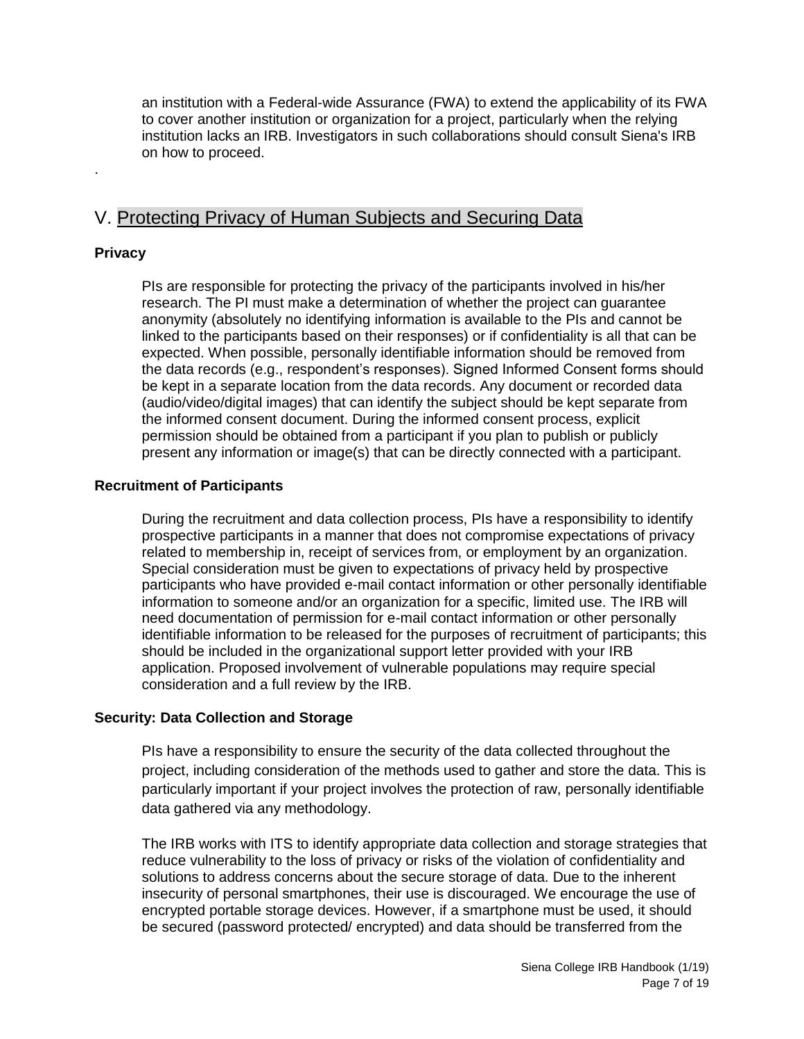an institution with a Federal-wide Assurance (FWA) to extend the applicability of its FWA to cover another institution or organization for a project, particularly when the relying institution lacks an IRB. Investigators in such collaborations should consult Siena's IRB on how to proceed.

.

## V. Protecting Privacy of Human Subjects and Securing Data

### Privacy

PIs are responsible for protecting the privacy of the participants involved in his/her research. The PI must make a determination of whether the project can guarantee anonymity (absolutely no identifying information is available to the PIs and cannot be linked to the participants based on their responses) or if confidentiality is all that can be expected. When possible, personally identifiable information should be removed from the data records (e.g., respondent's responses). Signed Informed Consent forms should be kept in a separate location from the data records. Any document or recorded data (audio/video/digital images) that can identify the subject should be kept separate from the informed consent document. During the informed consent process, explicit permission should be obtained from a participant if you plan to publish or publicly present any information or image(s) that can be directly connected with a participant.

### Recruitment of Participants

During the recruitment and data collection process, PIs have a responsibility to identify prospective participants in a manner that does not compromise expectations of privacy related to membership in, receipt of services from, or employment by an organization. Special consideration must be given to expectations of privacy held by prospective participants who have provided e-mail contact information or other personally identifiable information to someone and/or an organization for a specific, limited use. The IRB will need documentation of permission for e-mail contact information or other personally identifiable information to be released for the purposes of recruitment of participants; this should be included in the organizational support letter provided with your IRB application. Proposed involvement of vulnerable populations may require special consideration and a full review by the IRB.

### Security: Data Collection and Storage

PIs have a responsibility to ensure the security of the data collected throughout the project, including consideration of the methods used to gather and store the data. This is particularly important if your project involves the protection of raw, personally identifiable data gathered via any methodology.

The IRB works with ITS to identify appropriate data collection and storage strategies that reduce vulnerability to the loss of privacy or risks of the violation of confidentiality and solutions to address concerns about the secure storage of data. Due to the inherent insecurity of personal smartphones, their use is discouraged. We encourage the use of encrypted portable storage devices. However, if a smartphone must be used, it should be secured (password protected/ encrypted) and data should be transferred from the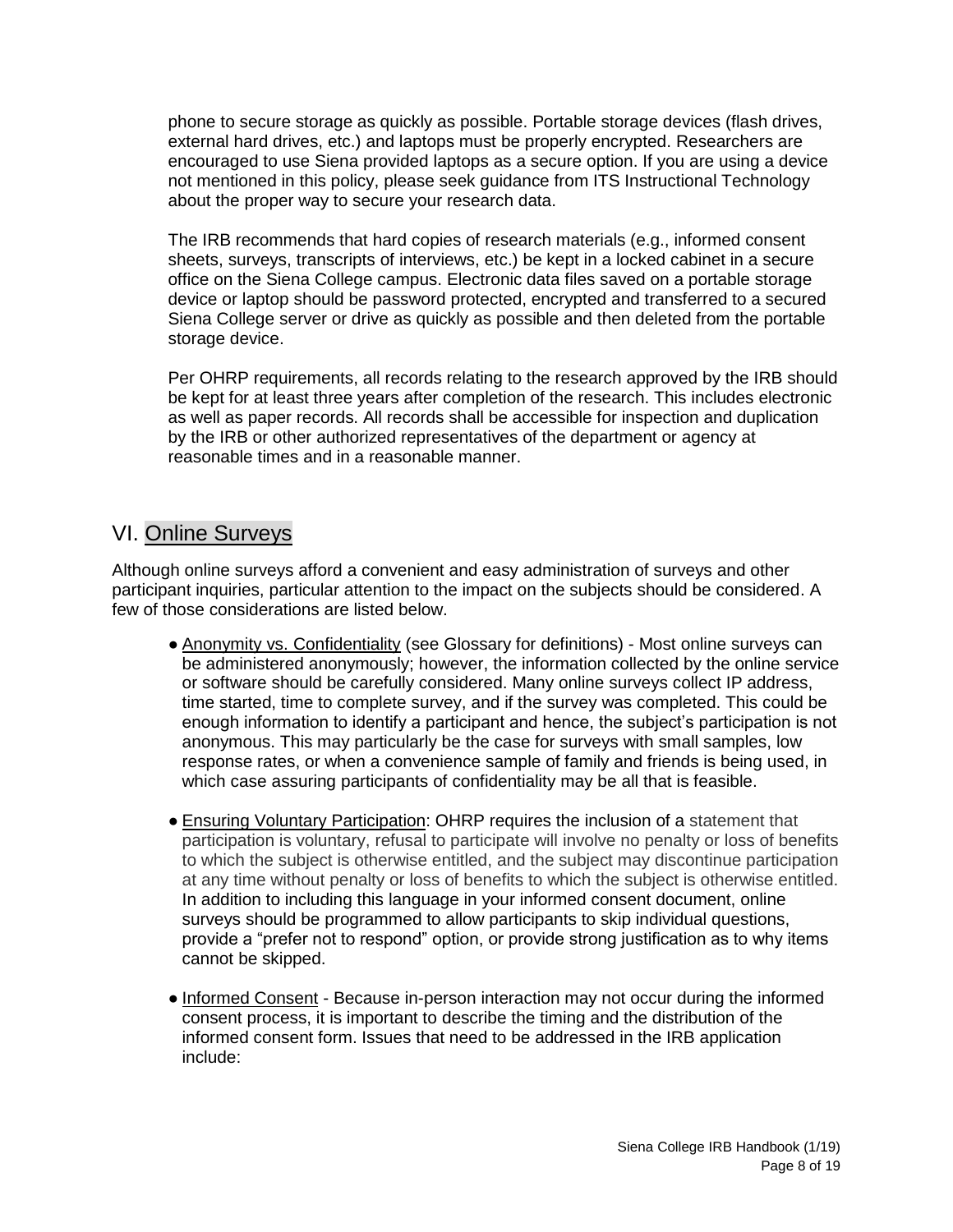phone to secure storage as quickly as possible. Portable storage devices (flash drives, external hard drives, etc.) and laptops must be properly encrypted. Researchers are encouraged to use Siena provided laptops as a secure option. If you are using a device not mentioned in this policy, please seek guidance from ITS Instructional Technology about the proper way to secure your research data.

The IRB recommends that hard copies of research materials (e.g., informed consent sheets, surveys, transcripts of interviews, etc.) be kept in a locked cabinet in a secure office on the Siena College campus. Electronic data files saved on a portable storage device or laptop should be password protected, encrypted and transferred to a secured Siena College server or drive as quickly as possible and then deleted from the portable storage device.

Per OHRP requirements, all records relating to the research approved by the IRB should be kept for at least three years after completion of the research. This includes electronic as well as paper records. All records shall be accessible for inspection and duplication by the IRB or other authorized representatives of the department or agency at reasonable times and in a reasonable manner.

## VI. Online Surveys

Although online surveys afford a convenient and easy administration of surveys and other participant inquiries, particular attention to the impact on the subjects should be considered. A few of those considerations are listed below.

- Anonymity vs. Confidentiality (see Glossary for definitions) - Most online surveys can be administered anonymously; however, the information collected by the online service or software should be carefully considered. Many online surveys collect IP address, time started, time to complete survey, and if the survey was completed. This could be enough information to identify a participant and hence, the subject's participation is not anonymous. This may particularly be the case for surveys with small samples, low response rates, or when a convenience sample of family and friends is being used, in which case assuring participants of confidentiality may be all that is feasible.

- Ensuring Voluntary Participation: OHRP requires the inclusion of a statement that participation is voluntary, refusal to participate will involve no penalty or loss of benefits to which the subject is otherwise entitled, and the subject may discontinue participation at any time without penalty or loss of benefits to which the subject is otherwise entitled. In addition to including this language in your informed consent document, online surveys should be programmed to allow participants to skip individual questions, provide a "prefer not to respond" option, or provide strong justification as to why items cannot be skipped.

- Informed Consent - Because in-person interaction may not occur during the informed consent process, it is important to describe the timing and the distribution of the informed consent form. Issues that need to be addressed in the IRB application include: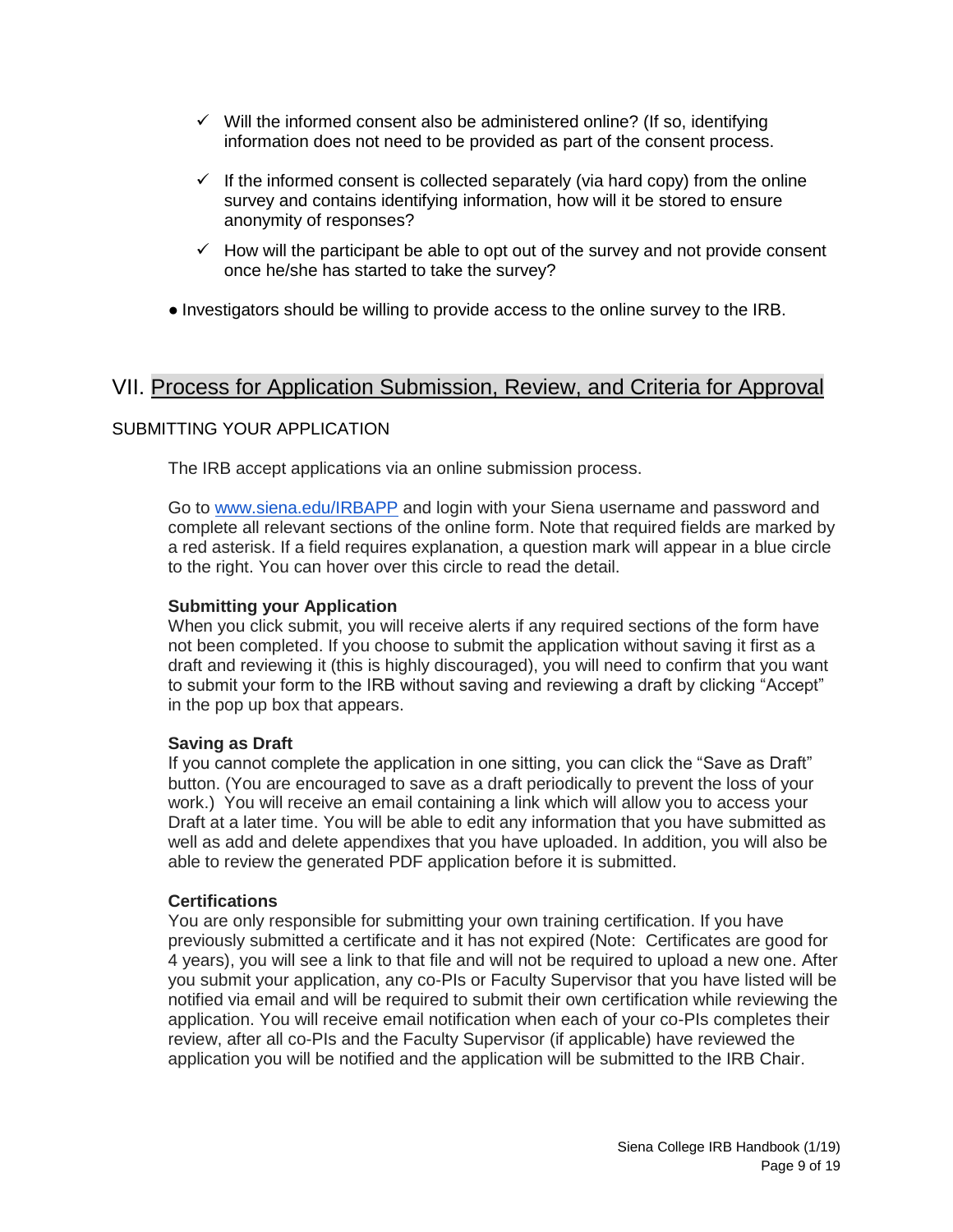- ✓ Will the informed consent also be administered online? (If so, identifying information does not need to be provided as part of the consent process.
- ✓ If the informed consent is collected separately (via hard copy) from the online survey and contains identifying information, how will it be stored to ensure anonymity of responses?
- ✓ How will the participant be able to opt out of the survey and not provide consent once he/she has started to take the survey?

- Investigators should be willing to provide access to the online survey to the IRB.

## VII. Process for Application Submission, Review, and Criteria for Approval

### SUBMITTING YOUR APPLICATION

The IRB accept applications via an online submission process.

Go to [www.siena.edu/IRBAPP](http://www.siena.edu/IRBAPP) and login with your Siena username and password and complete all relevant sections of the online form. Note that required fields are marked by a red asterisk. If a field requires explanation, a question mark will appear in a blue circle to the right. You can hover over this circle to read the detail.

**Submitting your Application**
When you click submit, you will receive alerts if any required sections of the form have not been completed. If you choose to submit the application without saving it first as a draft and reviewing it (this is highly discouraged), you will need to confirm that you want to submit your form to the IRB without saving and reviewing a draft by clicking "Accept" in the pop up box that appears.

**Saving as Draft**
If you cannot complete the application in one sitting, you can click the "Save as Draft" button. (You are encouraged to save as a draft periodically to prevent the loss of your work.) You will receive an email containing a link which will allow you to access your Draft at a later time. You will be able to edit any information that you have submitted as well as add and delete appendixes that you have uploaded. In addition, you will also be able to review the generated PDF application before it is submitted.

**Certifications**
You are only responsible for submitting your own training certification. If you have previously submitted a certificate and it has not expired (Note: Certificates are good for 4 years), you will see a link to that file and will not be required to upload a new one. After you submit your application, any co-PIs or Faculty Supervisor that you have listed will be notified via email and will be required to submit their own certification while reviewing the application. You will receive email notification when each of your co-PIs completes their review, after all co-PIs and the Faculty Supervisor (if applicable) have reviewed the application you will be notified and the application will be submitted to the IRB Chair.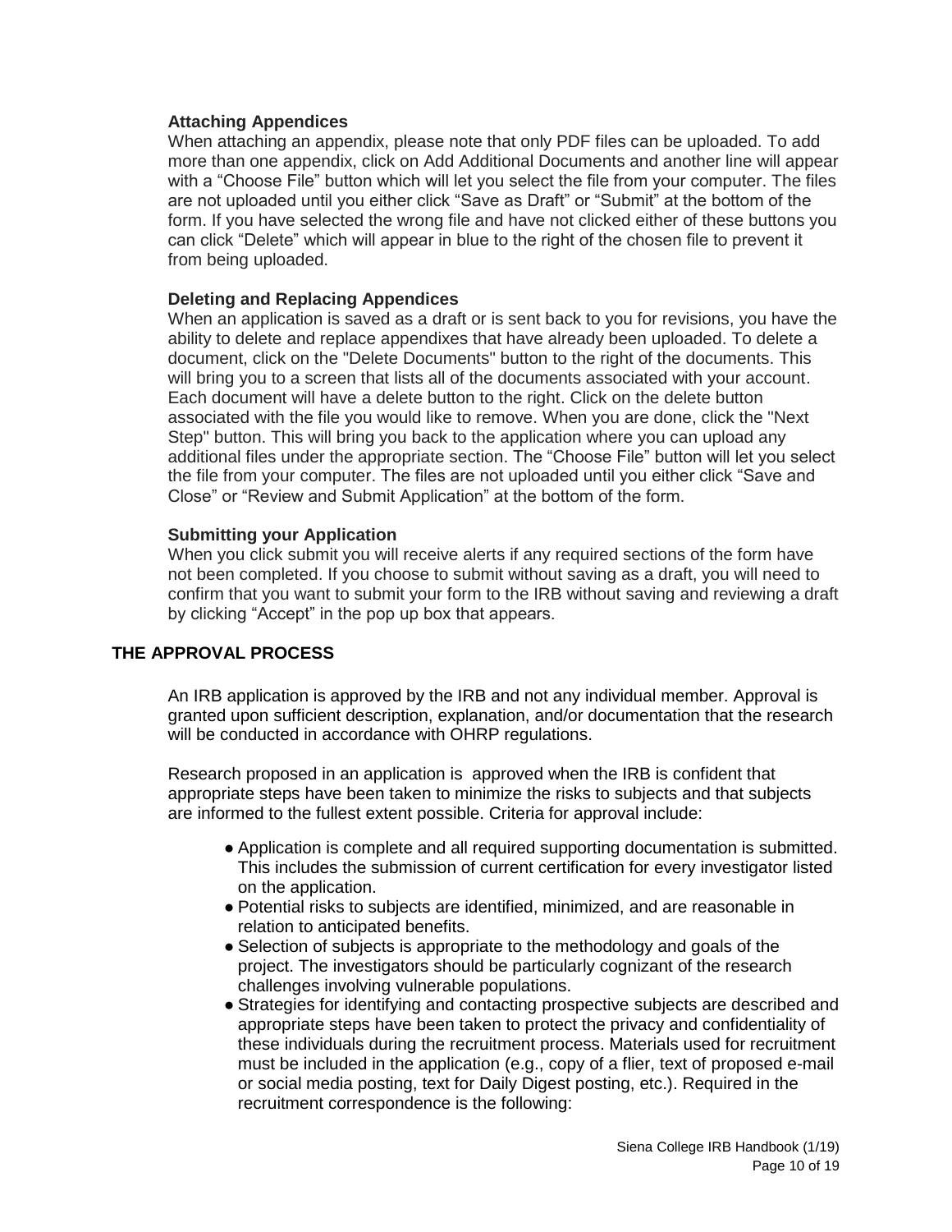### Attaching Appendices

When attaching an appendix, please note that only PDF files can be uploaded. To add more than one appendix, click on Add Additional Documents and another line will appear with a “Choose File” button which will let you select the file from your computer. The files are not uploaded until you either click “Save as Draft” or “Submit” at the bottom of the form. If you have selected the wrong file and have not clicked either of these buttons you can click “Delete” which will appear in blue to the right of the chosen file to prevent it from being uploaded.

### Deleting and Replacing Appendices

When an application is saved as a draft or is sent back to you for revisions, you have the ability to delete and replace appendixes that have already been uploaded. To delete a document, click on the "Delete Documents" button to the right of the documents. This will bring you to a screen that lists all of the documents associated with your account. Each document will have a delete button to the right. Click on the delete button associated with the file you would like to remove. When you are done, click the "Next Step" button. This will bring you back to the application where you can upload any additional files under the appropriate section. The “Choose File” button will let you select the file from your computer. The files are not uploaded until you either click “Save and Close” or “Review and Submit Application” at the bottom of the form.

### Submitting your Application

When you click submit you will receive alerts if any required sections of the form have not been completed. If you choose to submit without saving as a draft, you will need to confirm that you want to submit your form to the IRB without saving and reviewing a draft by clicking “Accept” in the pop up box that appears.

## THE APPROVAL PROCESS

An IRB application is approved by the IRB and not any individual member. Approval is granted upon sufficient description, explanation, and/or documentation that the research will be conducted in accordance with OHRP regulations.

Research proposed in an application is approved when the IRB is confident that appropriate steps have been taken to minimize the risks to subjects and that subjects are informed to the fullest extent possible. Criteria for approval include:

- Application is complete and all required supporting documentation is submitted. This includes the submission of current certification for every investigator listed on the application.
- Potential risks to subjects are identified, minimized, and are reasonable in relation to anticipated benefits.
- Selection of subjects is appropriate to the methodology and goals of the project. The investigators should be particularly cognizant of the research challenges involving vulnerable populations.
- Strategies for identifying and contacting prospective subjects are described and appropriate steps have been taken to protect the privacy and confidentiality of these individuals during the recruitment process. Materials used for recruitment must be included in the application (e.g., copy of a flier, text of proposed e-mail or social media posting, text for Daily Digest posting, etc.). Required in the recruitment correspondence is the following: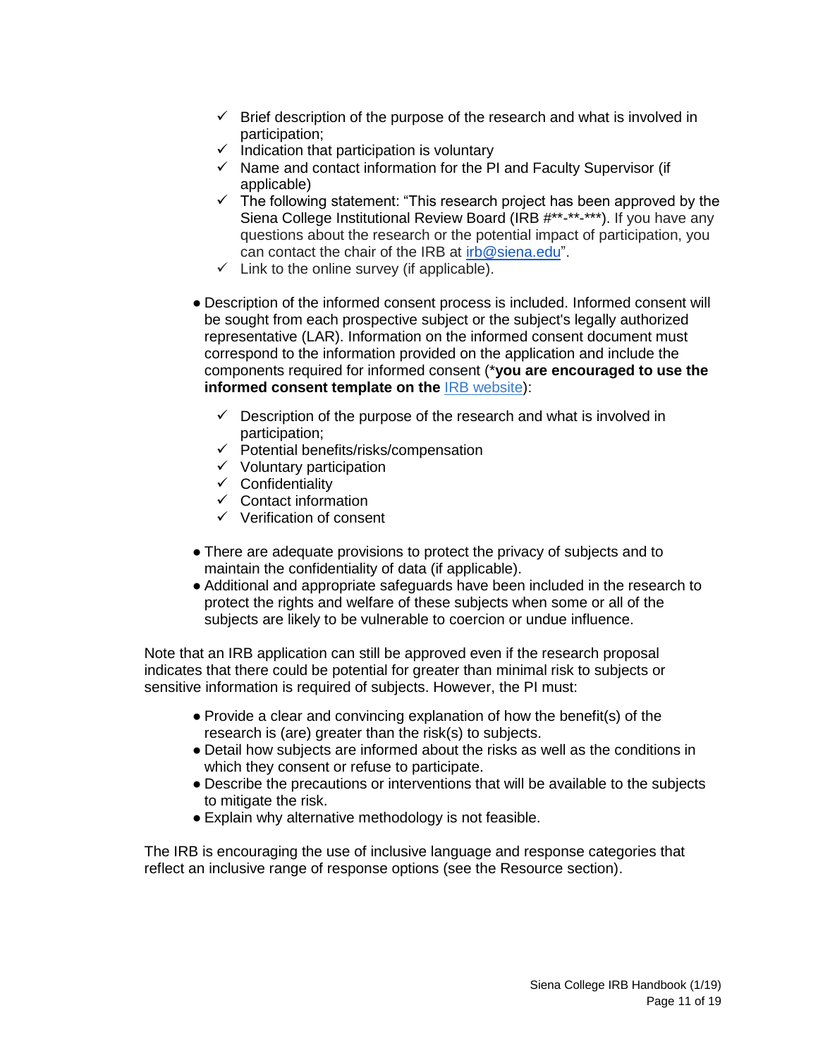- ✓ Brief description of the purpose of the research and what is involved in participation;
- ✓ Indication that participation is voluntary
- ✓ Name and contact information for the PI and Faculty Supervisor (if applicable)
- ✓ The following statement: "This research project has been approved by the Siena College Institutional Review Board (IRB #**-**-***). If you have any questions about the research or the potential impact of participation, you can contact the chair of the IRB at [irb@siena.edu](mailto:irb@siena.edu)".
- ✓ Link to the online survey (if applicable).

- Description of the informed consent process is included. Informed consent will be sought from each prospective subject or the subject's legally authorized representative (LAR). Information on the informed consent document must correspond to the information provided on the application and include the components required for informed consent (***you are encouraged to use the informed consent template on the** IRB website):

    - ✓ Description of the purpose of the research and what is involved in participation;
    - ✓ Potential benefits/risks/compensation
    - ✓ Voluntary participation
    - ✓ Confidentiality
    - ✓ Contact information
    - ✓ Verification of consent

- There are adequate provisions to protect the privacy of subjects and to maintain the confidentiality of data (if applicable).
- Additional and appropriate safeguards have been included in the research to protect the rights and welfare of these subjects when some or all of the subjects are likely to be vulnerable to coercion or undue influence.

Note that an IRB application can still be approved even if the research proposal indicates that there could be potential for greater than minimal risk to subjects or sensitive information is required of subjects. However, the PI must:

- Provide a clear and convincing explanation of how the benefit(s) of the research is (are) greater than the risk(s) to subjects.
- Detail how subjects are informed about the risks as well as the conditions in which they consent or refuse to participate.
- Describe the precautions or interventions that will be available to the subjects to mitigate the risk.
- Explain why alternative methodology is not feasible.

The IRB is encouraging the use of inclusive language and response categories that reflect an inclusive range of response options (see the Resource section).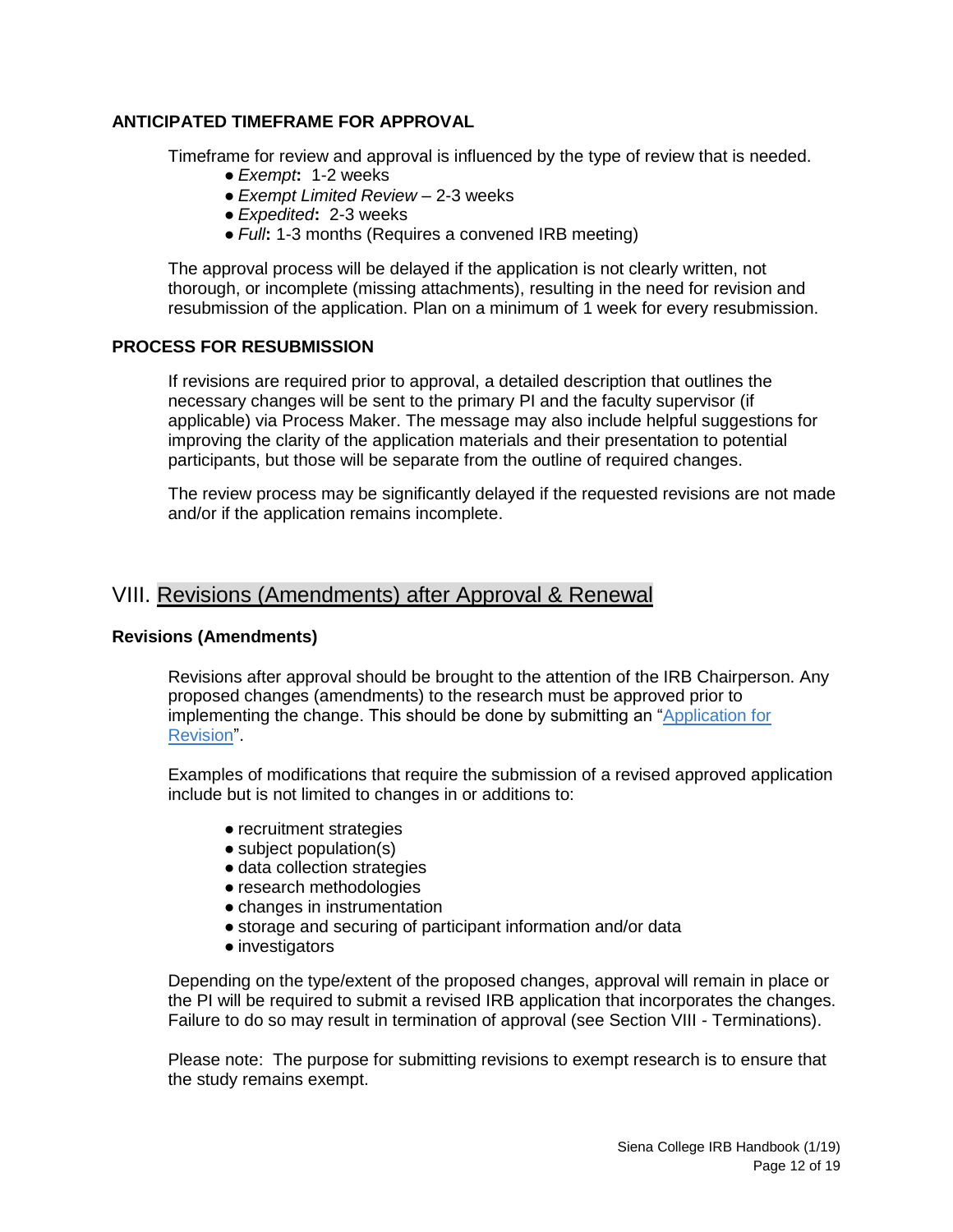### ANTICIPATED TIMEFRAME FOR APPROVAL

Timeframe for review and approval is influenced by the type of review that is needed.

- *Exempt*: 1-2 weeks
- *Exempt Limited Review* – 2-3 weeks
- *Expedited*: 2-3 weeks
- *Full*: 1-3 months (Requires a convened IRB meeting)

The approval process will be delayed if the application is not clearly written, not thorough, or incomplete (missing attachments), resulting in the need for revision and resubmission of the application. Plan on a minimum of 1 week for every resubmission.

### PROCESS FOR RESUBMISSION

If revisions are required prior to approval, a detailed description that outlines the necessary changes will be sent to the primary PI and the faculty supervisor (if applicable) via Process Maker. The message may also include helpful suggestions for improving the clarity of the application materials and their presentation to potential participants, but those will be separate from the outline of required changes.

The review process may be significantly delayed if the requested revisions are not made and/or if the application remains incomplete.

## VIII. Revisions (Amendments) after Approval & Renewal

### Revisions (Amendments)

Revisions after approval should be brought to the attention of the IRB Chairperson. Any proposed changes (amendments) to the research must be approved prior to implementing the change. This should be done by submitting an "Application for Revision".

Examples of modifications that require the submission of a revised approved application include but is not limited to changes in or additions to:

- recruitment strategies
- subject population(s)
- data collection strategies
- research methodologies
- changes in instrumentation
- storage and securing of participant information and/or data
- investigators

Depending on the type/extent of the proposed changes, approval will remain in place or the PI will be required to submit a revised IRB application that incorporates the changes. Failure to do so may result in termination of approval (see Section VIII - Terminations).

Please note: The purpose for submitting revisions to exempt research is to ensure that the study remains exempt.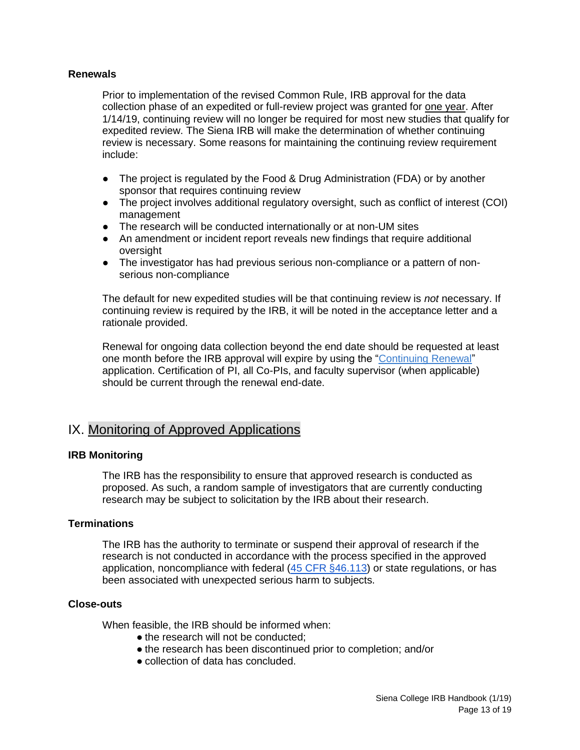### Renewals

Prior to implementation of the revised Common Rule, IRB approval for the data collection phase of an expedited or full-review project was granted for <u>one year</u>. After 1/14/19, continuing review will no longer be required for most new studies that qualify for expedited review. The Siena IRB will make the determination of whether continuing review is necessary. Some reasons for maintaining the continuing review requirement include:

- The project is regulated by the Food & Drug Administration (FDA) or by another sponsor that requires continuing review
- The project involves additional regulatory oversight, such as conflict of interest (COI) management
- The research will be conducted internationally or at non-UM sites
- An amendment or incident report reveals new findings that require additional oversight
- The investigator has had previous serious non-compliance or a pattern of non-serious non-compliance

The default for new expedited studies will be that continuing review is *not* necessary. If continuing review is required by the IRB, it will be noted in the acceptance letter and a rationale provided.

Renewal for ongoing data collection beyond the end date should be requested at least one month before the IRB approval will expire by using the "Continuing Renewal" application. Certification of PI, all Co-PIs, and faculty supervisor (when applicable) should be current through the renewal end-date.

## IX. Monitoring of Approved Applications

### IRB Monitoring

The IRB has the responsibility to ensure that approved research is conducted as proposed. As such, a random sample of investigators that are currently conducting research may be subject to solicitation by the IRB about their research.

### Terminations

The IRB has the authority to terminate or suspend their approval of research if the research is not conducted in accordance with the process specified in the approved application, noncompliance with federal (45 CFR §46.113) or state regulations, or has been associated with unexpected serious harm to subjects.

### Close-outs

When feasible, the IRB should be informed when:

- the research will not be conducted;
- the research has been discontinued prior to completion; and/or
- collection of data has concluded.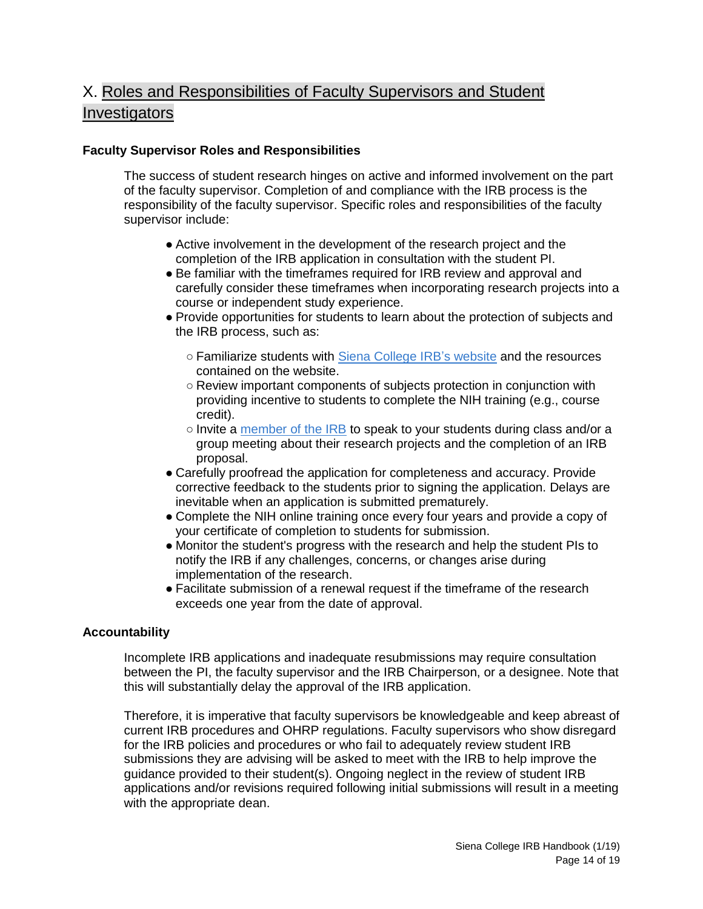# X. Roles and Responsibilities of Faculty Supervisors and Student Investigators

### Faculty Supervisor Roles and Responsibilities

The success of student research hinges on active and informed involvement on the part of the faculty supervisor. Completion of and compliance with the IRB process is the responsibility of the faculty supervisor. Specific roles and responsibilities of the faculty supervisor include:

- Active involvement in the development of the research project and the completion of the IRB application in consultation with the student PI.
- Be familiar with the timeframes required for IRB review and approval and carefully consider these timeframes when incorporating research projects into a course or independent study experience.
- Provide opportunities for students to learn about the protection of subjects and the IRB process, such as:
  - Familiarize students with [Siena College IRB's website]() and the resources contained on the website.
  - Review important components of subjects protection in conjunction with providing incentive to students to complete the NIH training (e.g., course credit).
  - Invite a [member of the IRB]() to speak to your students during class and/or a group meeting about their research projects and the completion of an IRB proposal.
- Carefully proofread the application for completeness and accuracy. Provide corrective feedback to the students prior to signing the application. Delays are inevitable when an application is submitted prematurely.
- Complete the NIH online training once every four years and provide a copy of your certificate of completion to students for submission.
- Monitor the student's progress with the research and help the student PIs to notify the IRB if any challenges, concerns, or changes arise during implementation of the research.
- Facilitate submission of a renewal request if the timeframe of the research exceeds one year from the date of approval.

### Accountability

Incomplete IRB applications and inadequate resubmissions may require consultation between the PI, the faculty supervisor and the IRB Chairperson, or a designee. Note that this will substantially delay the approval of the IRB application.

Therefore, it is imperative that faculty supervisors be knowledgeable and keep abreast of current IRB procedures and OHRP regulations. Faculty supervisors who show disregard for the IRB policies and procedures or who fail to adequately review student IRB submissions they are advising will be asked to meet with the IRB to help improve the guidance provided to their student(s). Ongoing neglect in the review of student IRB applications and/or revisions required following initial submissions will result in a meeting with the appropriate dean.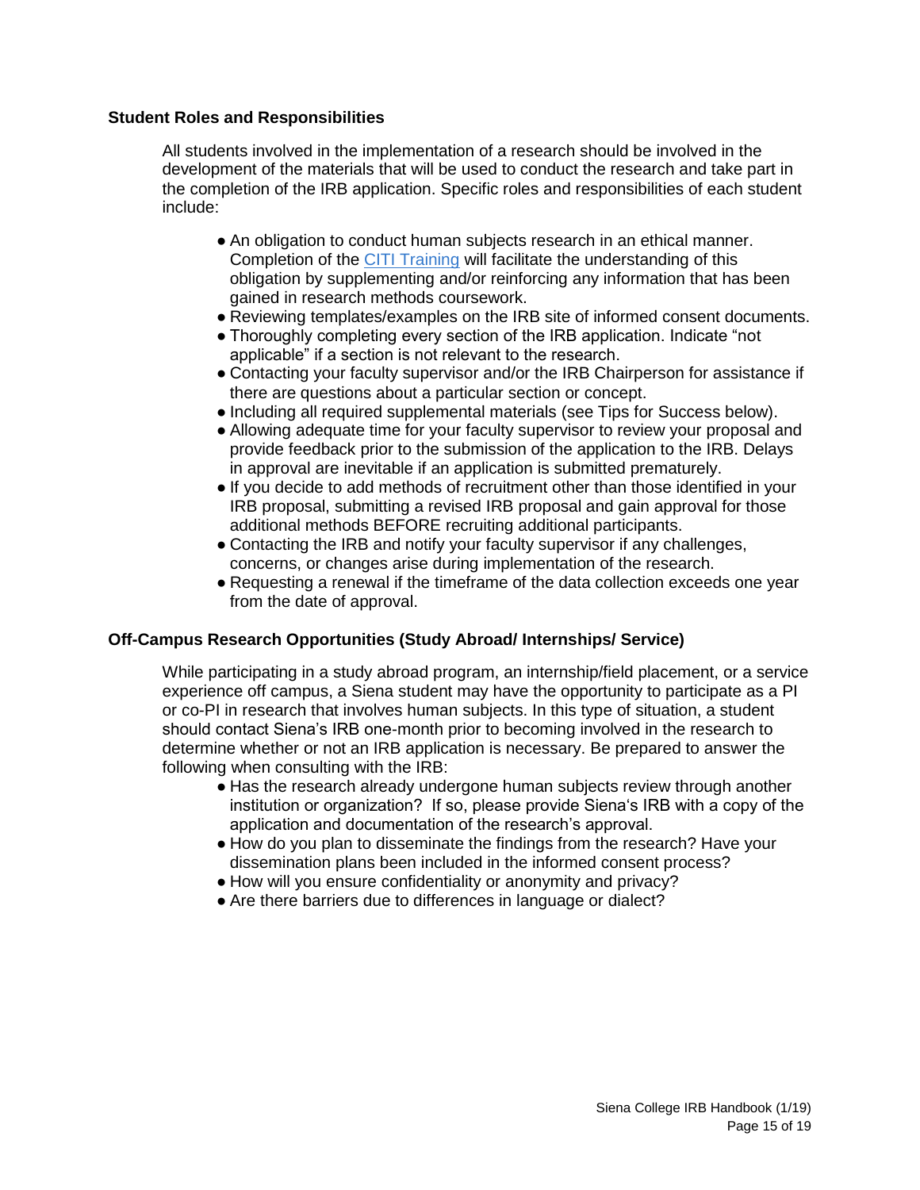### Student Roles and Responsibilities

All students involved in the implementation of a research should be involved in the development of the materials that will be used to conduct the research and take part in the completion of the IRB application. Specific roles and responsibilities of each student include:

- An obligation to conduct human subjects research in an ethical manner. Completion of the CITI Training will facilitate the understanding of this obligation by supplementing and/or reinforcing any information that has been gained in research methods coursework.
- Reviewing templates/examples on the IRB site of informed consent documents.
- Thoroughly completing every section of the IRB application. Indicate "not applicable" if a section is not relevant to the research.
- Contacting your faculty supervisor and/or the IRB Chairperson for assistance if there are questions about a particular section or concept.
- Including all required supplemental materials (see Tips for Success below).
- Allowing adequate time for your faculty supervisor to review your proposal and provide feedback prior to the submission of the application to the IRB. Delays in approval are inevitable if an application is submitted prematurely.
- If you decide to add methods of recruitment other than those identified in your IRB proposal, submitting a revised IRB proposal and gain approval for those additional methods BEFORE recruiting additional participants.
- Contacting the IRB and notify your faculty supervisor if any challenges, concerns, or changes arise during implementation of the research.
- Requesting a renewal if the timeframe of the data collection exceeds one year from the date of approval.

### Off-Campus Research Opportunities (Study Abroad/ Internships/ Service)

While participating in a study abroad program, an internship/field placement, or a service experience off campus, a Siena student may have the opportunity to participate as a PI or co-PI in research that involves human subjects. In this type of situation, a student should contact Siena's IRB one-month prior to becoming involved in the research to determine whether or not an IRB application is necessary. Be prepared to answer the following when consulting with the IRB:

- Has the research already undergone human subjects review through another institution or organization? If so, please provide Siena's IRB with a copy of the application and documentation of the research's approval.
- How do you plan to disseminate the findings from the research? Have your dissemination plans been included in the informed consent process?
- How will you ensure confidentiality or anonymity and privacy?
- Are there barriers due to differences in language or dialect?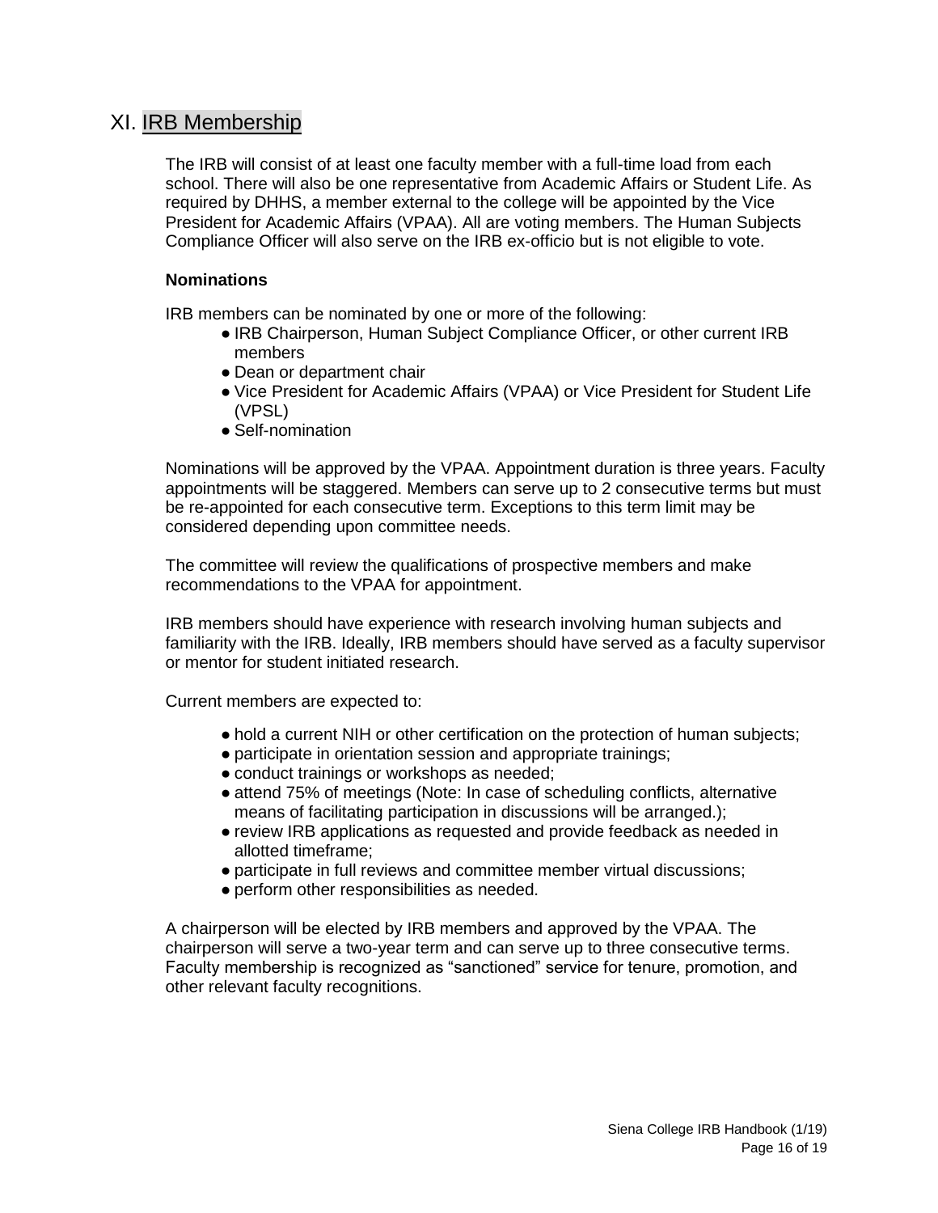# XI. IRB Membership

The IRB will consist of at least one faculty member with a full-time load from each school. There will also be one representative from Academic Affairs or Student Life. As required by DHHS, a member external to the college will be appointed by the Vice President for Academic Affairs (VPAA). All are voting members. The Human Subjects Compliance Officer will also serve on the IRB ex-officio but is not eligible to vote.

**Nominations**

IRB members can be nominated by one or more of the following:

- IRB Chairperson, Human Subject Compliance Officer, or other current IRB members
- Dean or department chair
- Vice President for Academic Affairs (VPAA) or Vice President for Student Life (VPSL)
- Self-nomination

Nominations will be approved by the VPAA. Appointment duration is three years. Faculty appointments will be staggered. Members can serve up to 2 consecutive terms but must be re-appointed for each consecutive term. Exceptions to this term limit may be considered depending upon committee needs.

The committee will review the qualifications of prospective members and make recommendations to the VPAA for appointment.

IRB members should have experience with research involving human subjects and familiarity with the IRB. Ideally, IRB members should have served as a faculty supervisor or mentor for student initiated research.

Current members are expected to:

- hold a current NIH or other certification on the protection of human subjects;
- participate in orientation session and appropriate trainings;
- conduct trainings or workshops as needed;
- attend 75% of meetings (Note: In case of scheduling conflicts, alternative means of facilitating participation in discussions will be arranged.);
- review IRB applications as requested and provide feedback as needed in allotted timeframe;
- participate in full reviews and committee member virtual discussions;
- perform other responsibilities as needed.

A chairperson will be elected by IRB members and approved by the VPAA. The chairperson will serve a two-year term and can serve up to three consecutive terms. Faculty membership is recognized as "sanctioned" service for tenure, promotion, and other relevant faculty recognitions.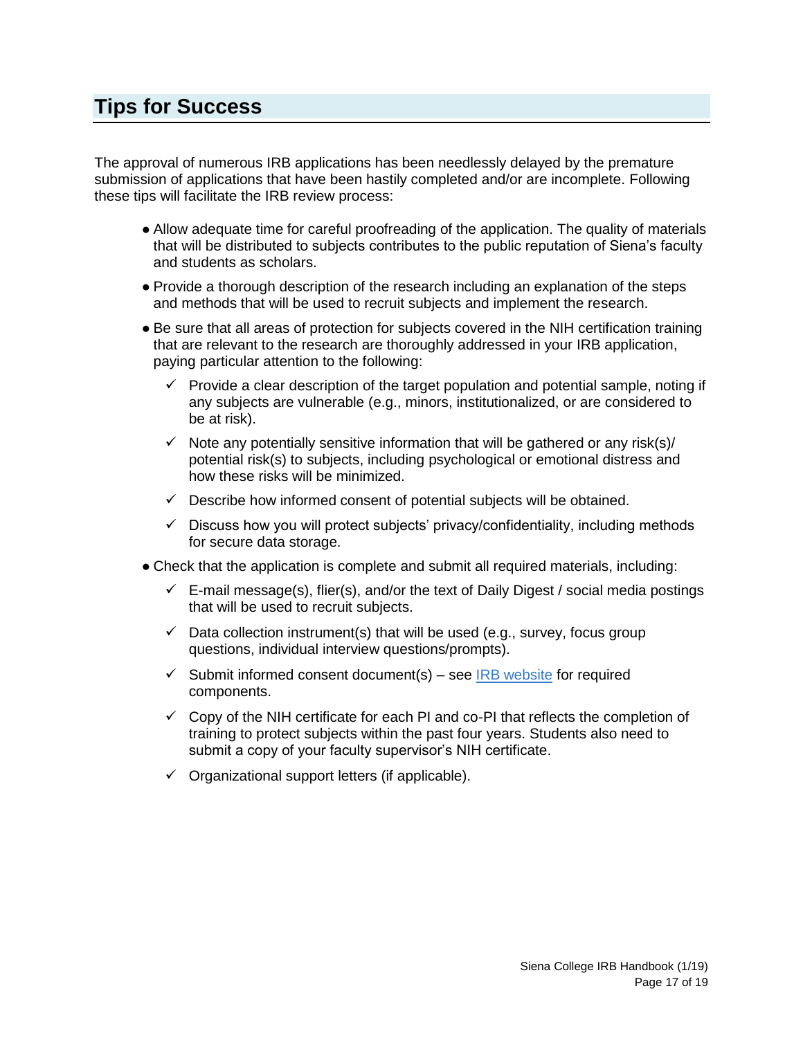## Tips for Success

The approval of numerous IRB applications has been needlessly delayed by the premature submission of applications that have been hastily completed and/or are incomplete. Following these tips will facilitate the IRB review process:

- Allow adequate time for careful proofreading of the application. The quality of materials that will be distributed to subjects contributes to the public reputation of Siena's faculty and students as scholars.
- Provide a thorough description of the research including an explanation of the steps and methods that will be used to recruit subjects and implement the research.
- Be sure that all areas of protection for subjects covered in the NIH certification training that are relevant to the research are thoroughly addressed in your IRB application, paying particular attention to the following:
  - ✓ Provide a clear description of the target population and potential sample, noting if any subjects are vulnerable (e.g., minors, institutionalized, or are considered to be at risk).
  - ✓ Note any potentially sensitive information that will be gathered or any risk(s)/ potential risk(s) to subjects, including psychological or emotional distress and how these risks will be minimized.
  - ✓ Describe how informed consent of potential subjects will be obtained.
  - ✓ Discuss how you will protect subjects' privacy/confidentiality, including methods for secure data storage.
- Check that the application is complete and submit all required materials, including:
  - ✓ E-mail message(s), flier(s), and/or the text of Daily Digest / social media postings that will be used to recruit subjects.
  - ✓ Data collection instrument(s) that will be used (e.g., survey, focus group questions, individual interview questions/prompts).
  - ✓ Submit informed consent document(s) – see IRB website for required components.
  - ✓ Copy of the NIH certificate for each PI and co-PI that reflects the completion of training to protect subjects within the past four years. Students also need to submit a copy of your faculty supervisor's NIH certificate.
  - ✓ Organizational support letters (if applicable).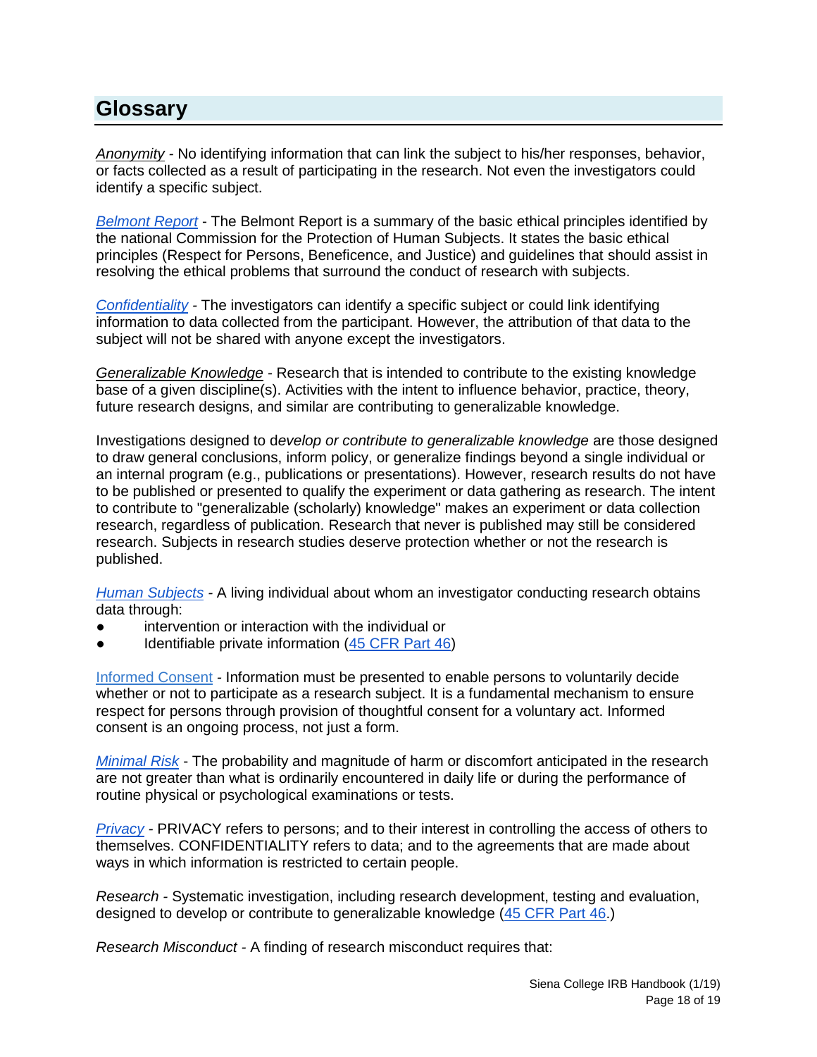## Glossary

*Anonymity* - No identifying information that can link the subject to his/her responses, behavior, or facts collected as a result of participating in the research. Not even the investigators could identify a specific subject.

*Belmont Report* - The Belmont Report is a summary of the basic ethical principles identified by the national Commission for the Protection of Human Subjects. It states the basic ethical principles (Respect for Persons, Beneficence, and Justice) and guidelines that should assist in resolving the ethical problems that surround the conduct of research with subjects.

*Confidentiality* - The investigators can identify a specific subject or could link identifying information to data collected from the participant. However, the attribution of that data to the subject will not be shared with anyone except the investigators.

*Generalizable Knowledge* - Research that is intended to contribute to the existing knowledge base of a given discipline(s). Activities with the intent to influence behavior, practice, theory, future research designs, and similar are contributing to generalizable knowledge.

Investigations designed to d*evelop or contribute to generalizable knowledge* are those designed to draw general conclusions, inform policy, or generalize findings beyond a single individual or an internal program (e.g., publications or presentations). However, research results do not have to be published or presented to qualify the experiment or data gathering as research. The intent to contribute to "generalizable (scholarly) knowledge" makes an experiment or data collection research, regardless of publication. Research that never is published may still be considered research. Subjects in research studies deserve protection whether or not the research is published.

*Human Subjects* - A living individual about whom an investigator conducting research obtains data through:

- intervention or interaction with the individual or
- Identifiable private information (45 CFR Part 46)

Informed Consent - Information must be presented to enable persons to voluntarily decide whether or not to participate as a research subject. It is a fundamental mechanism to ensure respect for persons through provision of thoughtful consent for a voluntary act. Informed consent is an ongoing process, not just a form.

*Minimal Risk* - The probability and magnitude of harm or discomfort anticipated in the research are not greater than what is ordinarily encountered in daily life or during the performance of routine physical or psychological examinations or tests.

*Privacy* - PRIVACY refers to persons; and to their interest in controlling the access of others to themselves. CONFIDENTIALITY refers to data; and to the agreements that are made about ways in which information is restricted to certain people.

*Research* - Systematic investigation, including research development, testing and evaluation, designed to develop or contribute to generalizable knowledge (45 CFR Part 46.)

*Research Misconduct* - A finding of research misconduct requires that: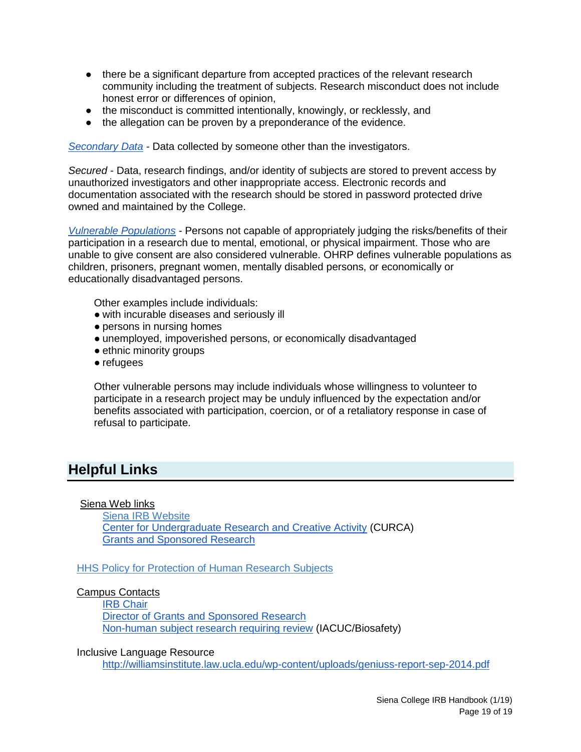- there be a significant departure from accepted practices of the relevant research community including the treatment of subjects. Research misconduct does not include honest error or differences of opinion,
- the misconduct is committed intentionally, knowingly, or recklessly, and
- the allegation can be proven by a preponderance of the evidence.

*Secondary Data* - Data collected by someone other than the investigators.

*Secured* - Data, research findings, and/or identity of subjects are stored to prevent access by unauthorized investigators and other inappropriate access. Electronic records and documentation associated with the research should be stored in password protected drive owned and maintained by the College.

*Vulnerable Populations* - Persons not capable of appropriately judging the risks/benefits of their participation in a research due to mental, emotional, or physical impairment. Those who are unable to give consent are also considered vulnerable. OHRP defines vulnerable populations as children, prisoners, pregnant women, mentally disabled persons, or economically or educationally disadvantaged persons.

Other examples include individuals:

- with incurable diseases and seriously ill
- persons in nursing homes
- unemployed, impoverished persons, or economically disadvantaged
- ethnic minority groups
- refugees

Other vulnerable persons may include individuals whose willingness to volunteer to participate in a research project may be unduly influenced by the expectation and/or benefits associated with participation, coercion, or of a retaliatory response in case of refusal to participate.

## Helpful Links

Siena Web links

- Siena IRB Website
- Center for Undergraduate Research and Creative Activity (CURCA)
- Grants and Sponsored Research

HHS Policy for Protection of Human Research Subjects

Campus Contacts

- IRB Chair
- Director of Grants and Sponsored Research
- Non-human subject research requiring review (IACUC/Biosafety)

Inclusive Language Resource

- http://williamsinstitute.law.ucla.edu/wp-content/uploads/geniuss-report-sep-2014.pdf